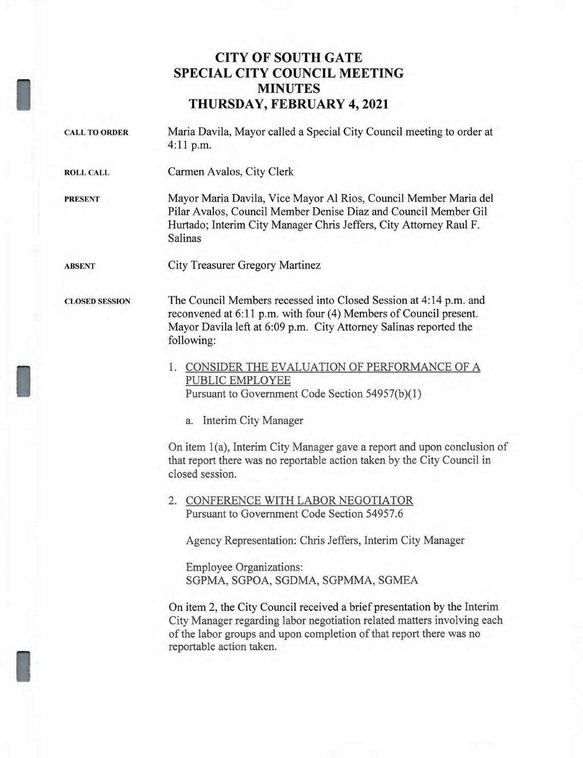# CITY OF SOUTH GATE
# SPECIAL CITY COUNCIL MEETING
# MINUTES
# THURSDAY, FEBRUARY 4, 2021

**CALL TO ORDER**

Maria Davila, Mayor called a Special City Council meeting to order at 4:11 p.m.

**ROLL CALL**

Carmen Avalos, City Clerk

**PRESENT**

Mayor Maria Davila, Vice Mayor Al Rios, Council Member Maria del Pilar Avalos, Council Member Denise Diaz and Council Member Gil Hurtado; Interim City Manager Chris Jeffers, City Attorney Raul F. Salinas

**ABSENT**

City Treasurer Gregory Martinez

**CLOSED SESSION**

The Council Members recessed into Closed Session at 4:14 p.m. and reconvened at 6:11 p.m. with four (4) Members of Council present. Mayor Davila left at 6:09 p.m. City Attorney Salinas reported the following:

1. CONSIDER THE EVALUATION OF PERFORMANCE OF A PUBLIC EMPLOYEE
   Pursuant to Government Code Section 54957(b)(1)

   a. Interim City Manager

On item 1(a), Interim City Manager gave a report and upon conclusion of that report there was no reportable action taken by the City Council in closed session.

2. CONFERENCE WITH LABOR NEGOTIATOR
   Pursuant to Government Code Section 54957.6

   Agency Representation: Chris Jeffers, Interim City Manager

   Employee Organizations:
   SGPMA, SGPOA, SGDMA, SGPMMA, SGMEA

On item 2, the City Council received a brief presentation by the Interim City Manager regarding labor negotiation related matters involving each of the labor groups and upon completion of that report there was no reportable action taken.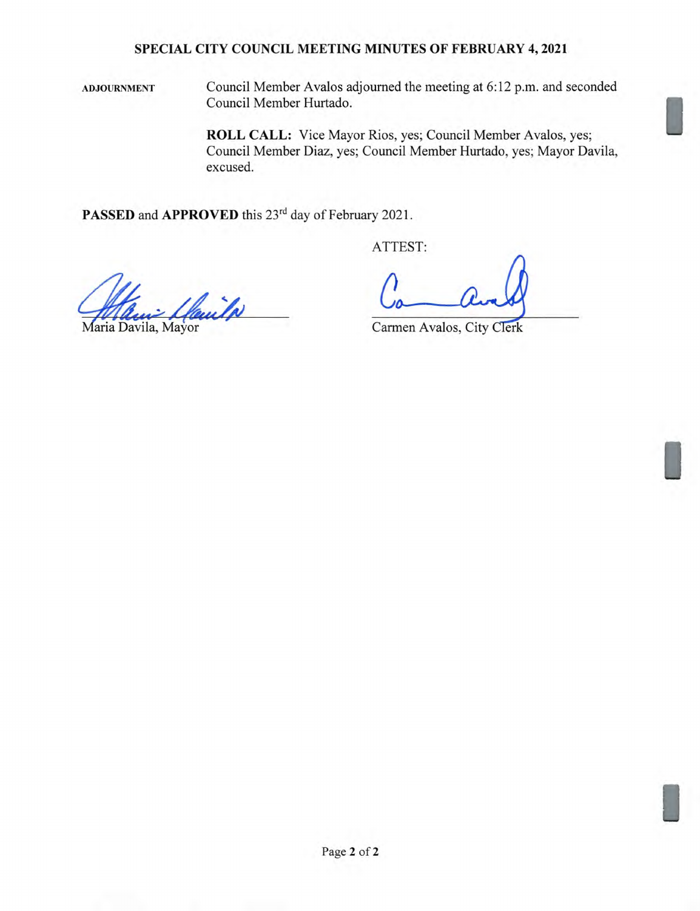**SPECIAL CITY COUNCIL MEETING MINUTES OF FEBRUARY 4, 2021**

**ADJOURNMENT**

Council Member Avalos adjourned the meeting at 6:12 p.m. and seconded Council Member Hurtado.

**ROLL CALL:** Vice Mayor Rios, yes; Council Member Avalos, yes; Council Member Diaz, yes; Council Member Hurtado, yes; Mayor Davila, excused.

**PASSED** and **APPROVED** this 23rd day of February 2021.

ATTEST:

Maria Davila, Mayor

Carmen Avalos, City Clerk